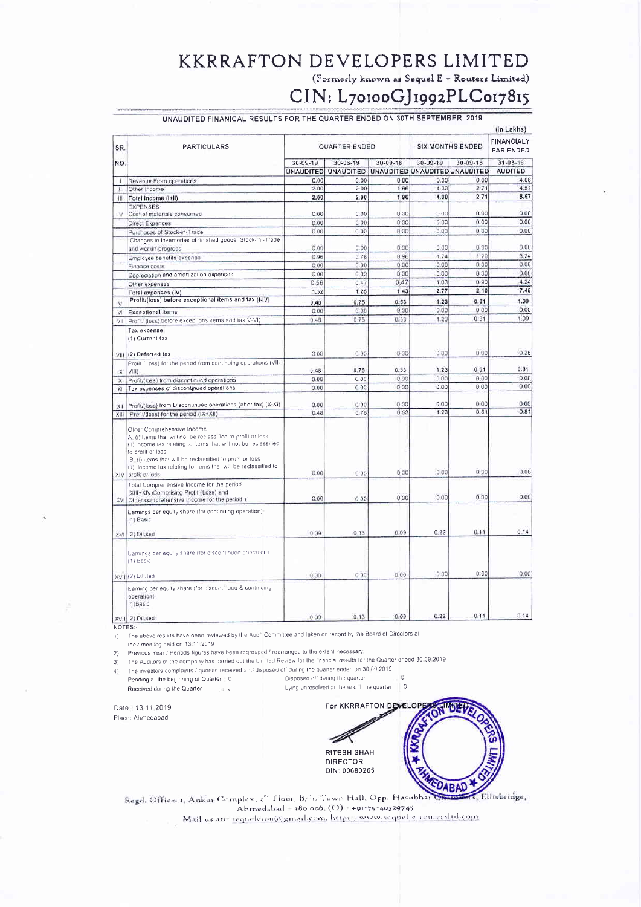# KKRRAFTON DEVELOPERS LIMITED

(Formerly known as Sequel E - Routers Limited)

## CIN: L70100GJ1992PLC017815

### UNAUDITED FINANICAL RESULTS FOR THE QUARTER ENDED ON 30TH SEPTEMBER, 2019

(In Lakhs)

| SR. NO. | PARTICULARS | QUARTER ENDED | | | SIX MONTHS ENDED | | FINANCIALY EAR ENDED |
|---|---|---|---|---|---|---|---|
| | | 30-09-19 | 30-06-19 | 30-09-18 | 30-09-19 | 30-09-18 | 31-03-19 |
| | | UNAUDITED | UNAUDITED | UNAUDITED | UNAUDITED | UNAUDITED | AUDITED |
| I | Revenue From operations | 0.00 | 0.00 | 0.00 | 0.00 | 0.00 | 4.06 |
| II | Other Income | 2.00 | 2.00 | 1.96 | 4.00 | 2.71 | 4.51 |
| III | **Total Income (I+II)** | **2.00** | **2.00** | **1.96** | **4.00** | **2.71** | **8.57** |
| | EXPENSES | | | | | | |
| IV | Cost of materials consumed | 0.00 | 0.00 | 0.00 | 0.00 | 0.00 | 0.00 |
| | Direct Expences | 0.00 | 0.00 | 0.00 | 0.00 | 0.00 | 0.00 |
| | Purchases of Stock-in-Trade | 0.00 | 0.00 | 0.00 | 0.00 | 0.00 | 0.00 |
| | Changes in inventories of finished goods, Stock-in -Trade and workin-progress | 0.00 | 0.00 | 0.00 | 0.00 | 0.00 | 0.00 |
| | Employee benefits expense | 0.96 | 0.78 | 0.96 | 1.74 | 1.20 | 3.24 |
| | Finance costs | 0.00 | 0.00 | 0.00 | 0.00 | 0.00 | 0.00 |
| | Depreciation and amortization expenses | 0.00 | 0.00 | 0.00 | 0.00 | 0.00 | 0.00 |
| | Other expenses | 0.56 | 0.47 | 0.47 | 1.03 | 0.90 | 4.24 |
| | Total expenses (IV) | 1.52 | 1.25 | 1.43 | 2.77 | 2.10 | 7.48 |
| V | Profit/(loss) before exceptional items and tax (I-IV) | 0.48 | 0.75 | 0.53 | 1.23 | 0.61 | 1.09 |
| VI | Exceptional Items | 0.00 | 0.00 | 0.00 | 0.00 | 0.00 | 0.00 |
| VII | Profit/ (loss) before exceptions items and tax(V-VI) | 0.48 | 0.75 | 0.53 | 1.23 | 0.61 | 1.09 |
| | Tax expense<br>(1) Current tax | | | | | | |
| VIII | (2) Deferred tax | 0.00 | 0.00 | 0.00 | 0.00 | 0.00 | 0.28 |
| IX | Profit (Loss) for the period from continuing operations (VII-VIII) | 0.48 | 0.75 | 0.53 | 1.23 | 0.61 | 0.81 |
| X | Profit/(loss) from discontinued operations | 0.00 | 0.00 | 0.00 | 0.00 | 0.00 | 0.00 |
| XI | Tax expenses of discontinued operations | 0.00 | 0.00 | 0.00 | 0.00 | 0.00 | 0.00 |
| XII | Profit/(loss) from Discontinued operations (after tax) (X-XI) | 0.00 | 0.00 | 0.00 | 0.00 | 0.00 | 0.00 |
| XIII | Profit/(loss) for the period (IX+XII) | 0.48 | 0.75 | 0.53 | 1.23 | 0.61 | 0.81 |
| XIV | Other Comprehensive Income<br>A. (i) Items that will not be reclassified to profit or loss<br>(ii) Income tax relating to items that will not be reclassified to profit or loss<br>B. (i) Items that will be reclassified to profit or loss<br>(ii) Income tax relating to items that will be reclassified to profit or loss | 0.00 | 0.00 | 0.00 | 0.00 | 0.00 | 0.00 |
| XV | Total Comprehensive Income for the period (XIII+XIV)Comprising Profit (Loss) and Other comprehensive Income for the period ) | 0.00 | 0.00 | 0.00 | 0.00 | 0.00 | 0.00 |
| XVI | Earnings per equity share (for continuing operation):<br>(1) Basic<br>(2) Diluted | 0.09 | 0.13 | 0.09 | 0.22 | 0.11 | 0.14 |
| XVII | Earnings per equity share (for discontinued operation)<br>(1) Basic<br>(2) Diluted | 0.00 | 0.00 | 0.00 | 0.00 | 0.00 | 0.00 |
| XVII | Earning per equity share (for discontinued & continuing operation)<br>(1)Basic<br>(2) Diluted | 0.09 | 0.13 | 0.09 | 0.22 | 0.11 | 0.14 |

NOTES:-

1) The above results have been reviewed by the Audit Committee and taken on record by the Board of Directors at their meeting held on 13.11.2019
2) Previous Year / Periods figures have been regrouped / rearranged to the extent necessary.
3) The Auditors of the company has carried out the Limited Review for the financial results for the Quarter ended 30.09.2019
4) The investors complaints / queries received and disposed off during the quarter ended on 30.09.2019

| | | | |
|---|---|---|---|
| Pending at the beginning of Quarter | : 0 | Disposed off during the quarter | : 0 |
| Received during the Quarter | : 0 | Lying unresolved at the end if the quarter | : 0 |

Date : 13.11.2019
Place: Ahmedabad

For KKRRAFTON DEVELOPERS LIMITED

RITESH SHAH
DIRECTOR
DIN: 00680265

Regd. Office: 1, Ankur Complex, 2nd Floor, B/h. Town Hall, Opp. Hasubhai Chambers, Ellisbridge, Ahmedabad - 380 006. (O) : +91-79-40329745
Mail us at:- sequelerouter@gmail.com, https://www.sequel-e-routersltd.com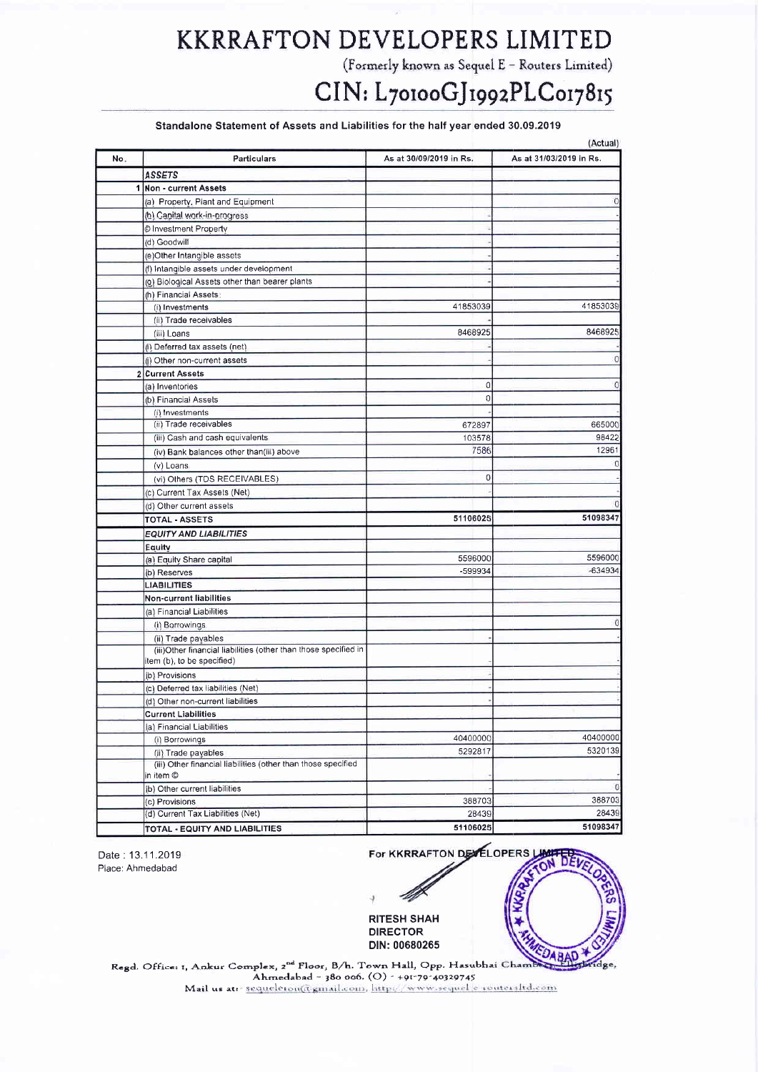# KKRRAFTON DEVELOPERS LIMITED

(Formerly known as Sequel E - Routers Limited)

## CIN: L70100GJ1992PLC017815

**Standalone Statement of Assets and Liabilities for the half year ended 30.09.2019**

(Actual)

| No. | Particulars | As at 30/09/2019 in Rs. | As at 31/03/2019 in Rs. |
|---|---|---|---|
| | ***ASSETS*** | | |
| 1 | **Non - current Assets** | | |
| | (a) Property, Plant and Equipment | | 0 |
| | (b) Capital work-in-progress | - | - |
| | © Investment Property | - | - |
| | (d) Goodwill | | - |
| | (e)Other Intangible assets | - | - |
| | (f) Intangible assets under development | - | - |
| | (g) Biological Assets other than bearer plants | - | - |
| | (h) Financial Assets: | | |
| | (i) Investments | 41853039 | 41853039 |
| | (ii) Trade receivables | | |
| | (iii) Loans | 8468925 | 8468925 |
| | (i) Deferred tax assets (net) | - | - |
| | (j) Other non-current assets | - | 0 |
| 2 | **Current Assets** | | |
| | (a) Inventories | 0 | 0 |
| | (b) Financial Assets | 0 | |
| | (i) Investments | - | - |
| | (ii) Trade receivables | 672897 | 665000 |
| | (iii) Cash and cash equivalents | 103578 | 98422 |
| | (iv) Bank balances other than(iii) above | 7586 | 12961 |
| | (v) Loans | | 0 |
| | (vi) Others (TDS RECEIVABLES) | 0 | - |
| | (c) Current Tax Assets (Net) | - | - |
| | (d) Other current assets | | 0 |
| | **TOTAL - ASSETS** | **51106025** | **51098347** |
| | ***EQUITY AND LIABILITIES*** | | |
| | **Equity** | | |
| | (a) Equity Share capital | 5596000 | 5596000 |
| | (b) Reserves | -599934 | -634934 |
| | **LIABILITIES** | | |
| | **Non-current liabilities** | | |
| | (a) Financial Liabilities | | |
| | (i) Borrowings | | 0 |
| | (ii) Trade payables | - | - |
| | (iii)Other financial liabilities (other than those specified in item (b), to be specified) | - | - |
| | (b) Provisions | - | - |
| | (c) Deferred tax liabilities (Net) | - | - |
| | (d) Other non-current liabilities | - | - |
| | **Current Liabilities** | | |
| | (a) Financial Liabilities | | |
| | (i) Borrowings | 40400000 | 40400000 |
| | (ii) Trade payables | 5292817 | 5320139 |
| | (iii) Other financial liabilities (other than those specified in item ©) | - | - |
| | (b) Other current liabilities | - | 0 |
| | (c) Provisions | 388703 | 388703 |
| | (d) Current Tax Liabilities (Net) | 28439 | 28439 |
| | **TOTAL - EQUITY AND LIABILITIES** | **51106025** | **51098347** |

Date : 13.11.2019
Place: Ahmedabad

For KKRRAFTON DEVELOPERS LIMITED

**RITESH SHAH**
**DIRECTOR**
**DIN: 00680265**

Regd. Office: 1, Ankur Complex, 2nd Floor, B/h. Town Hall, Opp. Hasubhai Chambers, Ellisbridge, Ahmedabad - 380 006. (O) - +91-79-40329745
Mail us at:- sequeleroute@gmail.com, http://www.sequel-e-routersltd.com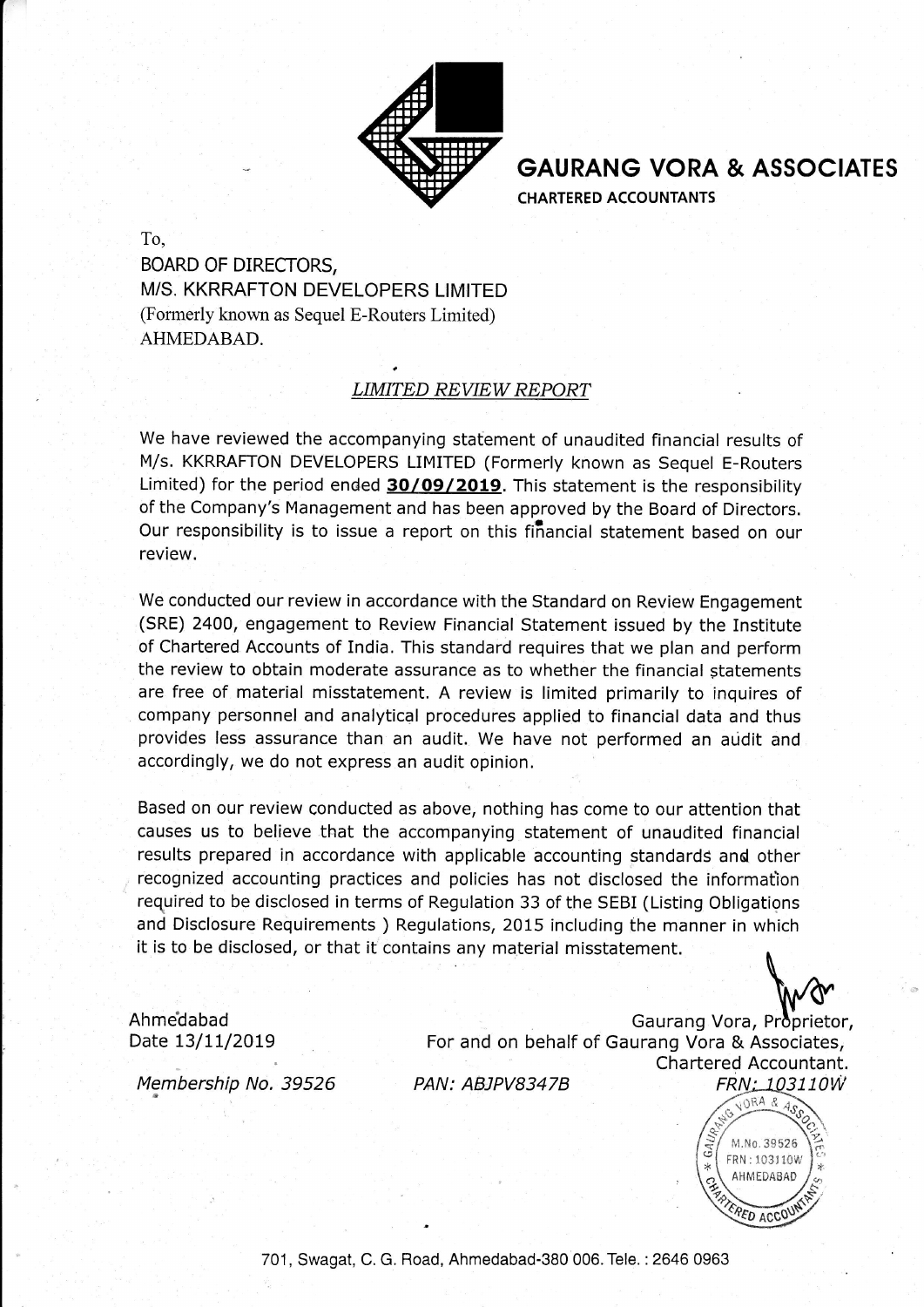# GAURANG VORA & ASSOCIATES

CHARTERED ACCOUNTANTS

To,

BOARD OF DIRECTORS,
M/S. KKRRAFTON DEVELOPERS LIMITED
(Formerly known as Sequel E-Routers Limited)
AHMEDABAD.

## *LIMITED REVIEW REPORT*

We have reviewed the accompanying statement of unaudited financial results of M/s. KKRRAFTON DEVELOPERS LIMITED (Formerly known as Sequel E-Routers Limited) for the period ended **30/09/2019**. This statement is the responsibility of the Company's Management and has been approved by the Board of Directors. Our responsibility is to issue a report on this financial statement based on our review.

We conducted our review in accordance with the Standard on Review Engagement (SRE) 2400, engagement to Review Financial Statement issued by the Institute of Chartered Accounts of India. This standard requires that we plan and perform the review to obtain moderate assurance as to whether the financial statements are free of material misstatement. A review is limited primarily to inquires of company personnel and analytical procedures applied to financial data and thus provides less assurance than an audit. We have not performed an audit and accordingly, we do not express an audit opinion.

Based on our review conducted as above, nothing has come to our attention that causes us to believe that the accompanying statement of unaudited financial results prepared in accordance with applicable accounting standards and other recognized accounting practices and policies has not disclosed the information required to be disclosed in terms of Regulation 33 of the SEBI (Listing Obligations and Disclosure Requirements ) Regulations, 2015 including the manner in which it is to be disclosed, or that it contains any material misstatement.

Ahmedabad
Date 13/11/2019

*Membership No. 39526*

Gaurang Vora, Proprietor,
For and on behalf of Gaurang Vora & Associates,
Chartered Accountant.

*PAN: ABJPV8347B*

*FRN: 103110W*

M.No. 39526
FRN : 103110W
AHMEDABAD

701, Swagat, C. G. Road, Ahmedabad-380 006. Tele. : 2646 0963